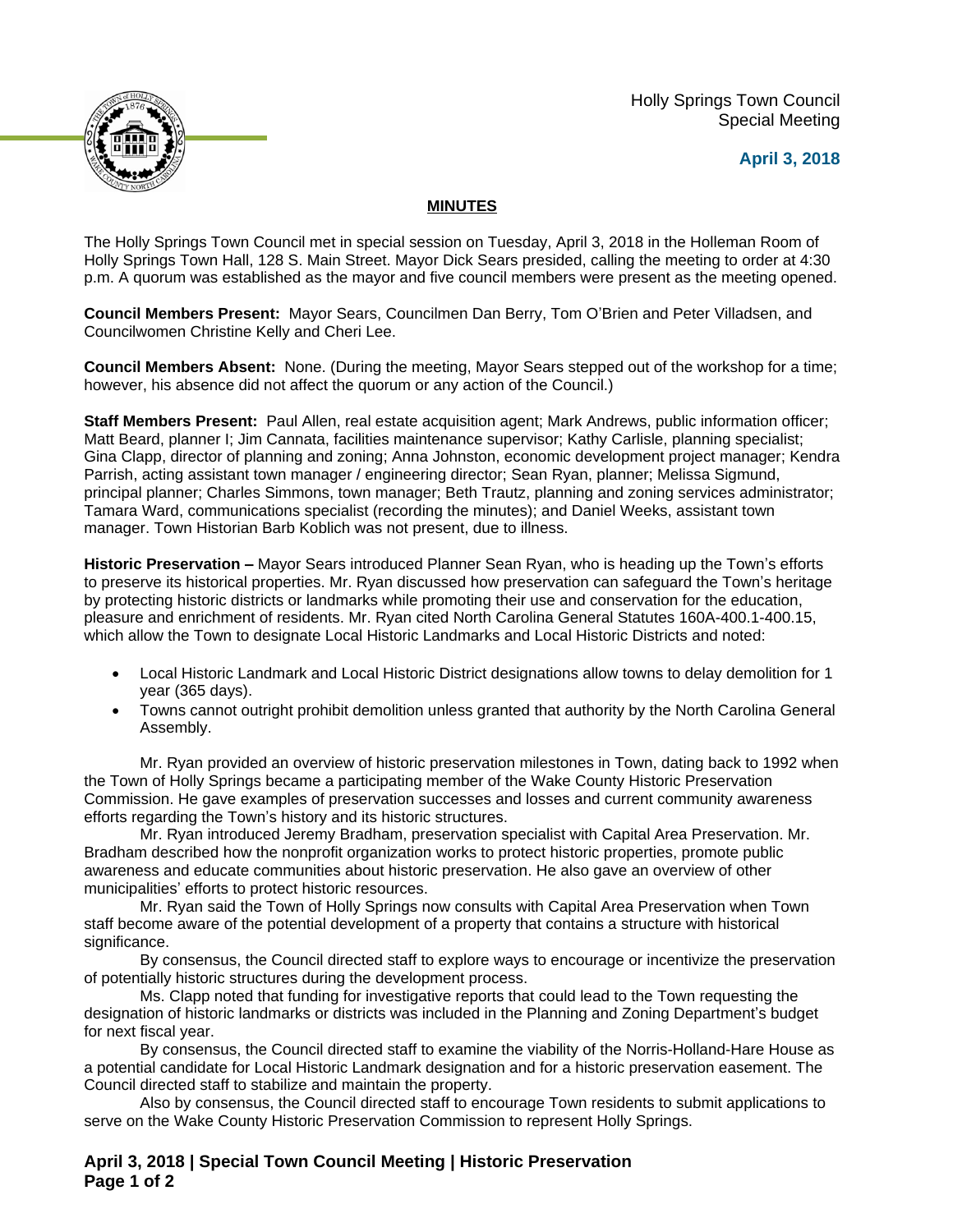Holly Springs Town Council
Special Meeting

**April 3, 2018**

**MINUTES**

The Holly Springs Town Council met in special session on Tuesday, April 3, 2018 in the Holleman Room of Holly Springs Town Hall, 128 S. Main Street. Mayor Dick Sears presided, calling the meeting to order at 4:30 p.m. A quorum was established as the mayor and five council members were present as the meeting opened.

**Council Members Present:** Mayor Sears, Councilmen Dan Berry, Tom O'Brien and Peter Villadsen, and Councilwomen Christine Kelly and Cheri Lee.

**Council Members Absent:** None. (During the meeting, Mayor Sears stepped out of the workshop for a time; however, his absence did not affect the quorum or any action of the Council.)

**Staff Members Present:** Paul Allen, real estate acquisition agent; Mark Andrews, public information officer; Matt Beard, planner I; Jim Cannata, facilities maintenance supervisor; Kathy Carlisle, planning specialist; Gina Clapp, director of planning and zoning; Anna Johnston, economic development project manager; Kendra Parrish, acting assistant town manager / engineering director; Sean Ryan, planner; Melissa Sigmund, principal planner; Charles Simmons, town manager; Beth Trautz, planning and zoning services administrator; Tamara Ward, communications specialist (recording the minutes); and Daniel Weeks, assistant town manager. Town Historian Barb Koblich was not present, due to illness.

**Historic Preservation –** Mayor Sears introduced Planner Sean Ryan, who is heading up the Town's efforts to preserve its historical properties. Mr. Ryan discussed how preservation can safeguard the Town's heritage by protecting historic districts or landmarks while promoting their use and conservation for the education, pleasure and enrichment of residents. Mr. Ryan cited North Carolina General Statutes 160A-400.1-400.15, which allow the Town to designate Local Historic Landmarks and Local Historic Districts and noted:

- Local Historic Landmark and Local Historic District designations allow towns to delay demolition for 1 year (365 days).
- Towns cannot outright prohibit demolition unless granted that authority by the North Carolina General Assembly.

Mr. Ryan provided an overview of historic preservation milestones in Town, dating back to 1992 when the Town of Holly Springs became a participating member of the Wake County Historic Preservation Commission. He gave examples of preservation successes and losses and current community awareness efforts regarding the Town's history and its historic structures.

Mr. Ryan introduced Jeremy Bradham, preservation specialist with Capital Area Preservation. Mr. Bradham described how the nonprofit organization works to protect historic properties, promote public awareness and educate communities about historic preservation. He also gave an overview of other municipalities' efforts to protect historic resources.

Mr. Ryan said the Town of Holly Springs now consults with Capital Area Preservation when Town staff become aware of the potential development of a property that contains a structure with historical significance.

By consensus, the Council directed staff to explore ways to encourage or incentivize the preservation of potentially historic structures during the development process.

Ms. Clapp noted that funding for investigative reports that could lead to the Town requesting the designation of historic landmarks or districts was included in the Planning and Zoning Department's budget for next fiscal year.

By consensus, the Council directed staff to examine the viability of the Norris-Holland-Hare House as a potential candidate for Local Historic Landmark designation and for a historic preservation easement. The Council directed staff to stabilize and maintain the property.

Also by consensus, the Council directed staff to encourage Town residents to submit applications to serve on the Wake County Historic Preservation Commission to represent Holly Springs.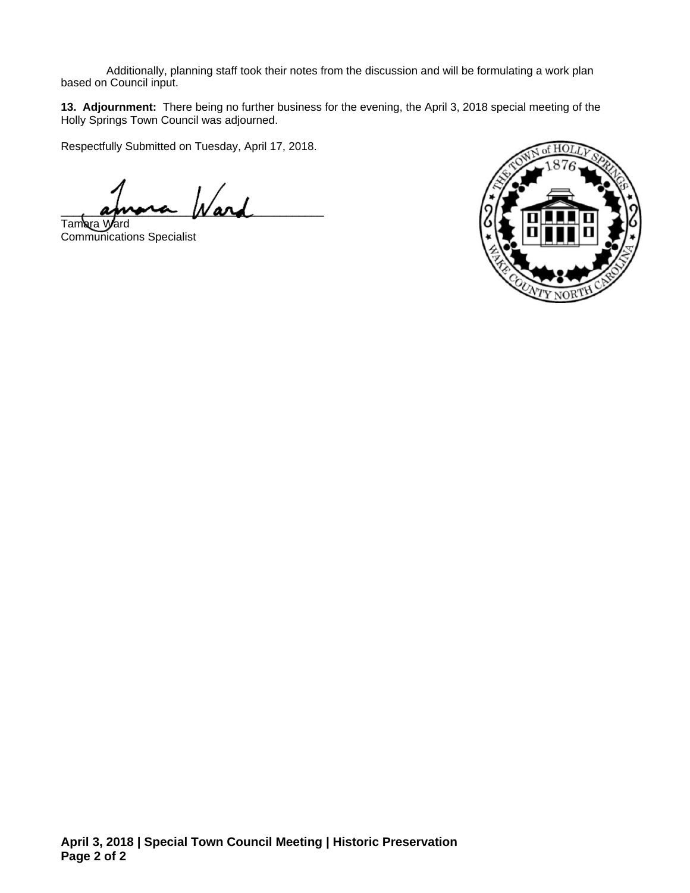Additionally, planning staff took their notes from the discussion and will be formulating a work plan based on Council input.

**13. Adjournment:** There being no further business for the evening, the April 3, 2018 special meeting of the Holly Springs Town Council was adjourned.

Respectfully Submitted on Tuesday, April 17, 2018.

Tamara Ward
Communications Specialist